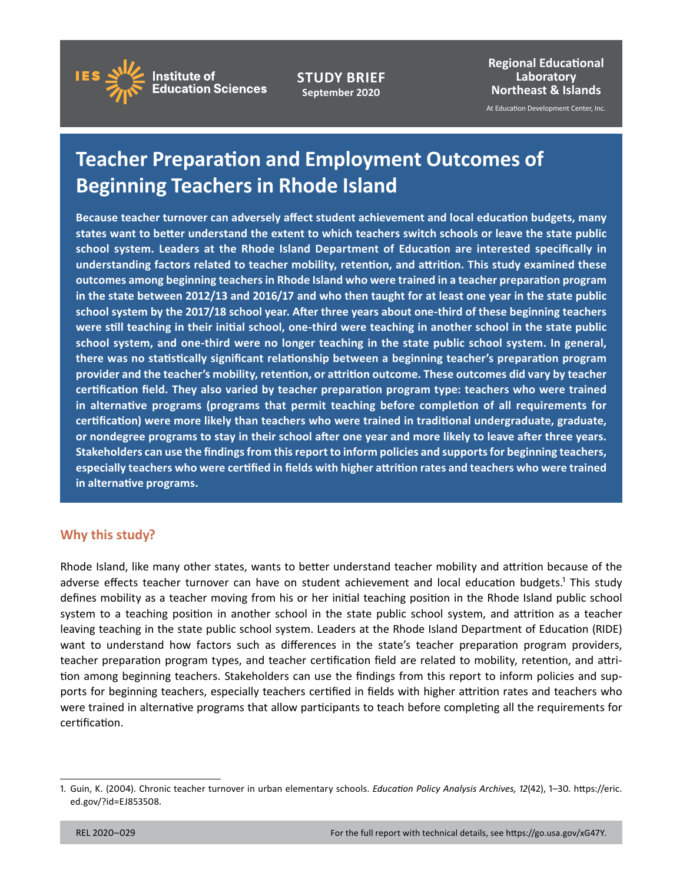IES Institute of Education Sciences

**STUDY BRIEF**
**September 2020**

**Regional Educational Laboratory Northeast & Islands**
At Education Development Center, Inc.

# Teacher Preparation and Employment Outcomes of Beginning Teachers in Rhode Island

**Because teacher turnover can adversely affect student achievement and local education budgets, many states want to better understand the extent to which teachers switch schools or leave the state public school system. Leaders at the Rhode Island Department of Education are interested specifically in understanding factors related to teacher mobility, retention, and attrition. This study examined these outcomes among beginning teachers in Rhode Island who were trained in a teacher preparation program in the state between 2012/13 and 2016/17 and who then taught for at least one year in the state public school system by the 2017/18 school year. After three years about one-third of these beginning teachers were still teaching in their initial school, one-third were teaching in another school in the state public school system, and one-third were no longer teaching in the state public school system. In general, there was no statistically significant relationship between a beginning teacher's preparation program provider and the teacher's mobility, retention, or attrition outcome. These outcomes did vary by teacher certification field. They also varied by teacher preparation program type: teachers who were trained in alternative programs (programs that permit teaching before completion of all requirements for certification) were more likely than teachers who were trained in traditional undergraduate, graduate, or nondegree programs to stay in their school after one year and more likely to leave after three years. Stakeholders can use the findings from this report to inform policies and supports for beginning teachers, especially teachers who were certified in fields with higher attrition rates and teachers who were trained in alternative programs.**

## Why this study?

Rhode Island, like many other states, wants to better understand teacher mobility and attrition because of the adverse effects teacher turnover can have on student achievement and local education budgets.[1] This study defines mobility as a teacher moving from his or her initial teaching position in the Rhode Island public school system to a teaching position in another school in the state public school system, and attrition as a teacher leaving teaching in the state public school system. Leaders at the Rhode Island Department of Education (RIDE) want to understand how factors such as differences in the state's teacher preparation program providers, teacher preparation program types, and teacher certification field are related to mobility, retention, and attrition among beginning teachers. Stakeholders can use the findings from this report to inform policies and supports for beginning teachers, especially teachers certified in fields with higher attrition rates and teachers who were trained in alternative programs that allow participants to teach before completing all the requirements for certification.

1. Guin, K. (2004). Chronic teacher turnover in urban elementary schools. *Education Policy Analysis Archives, 12*(42), 1–30. https://eric.ed.gov/?id=EJ853508.

REL 2020–029 For the full report with technical details, see https://go.usa.gov/xG47Y.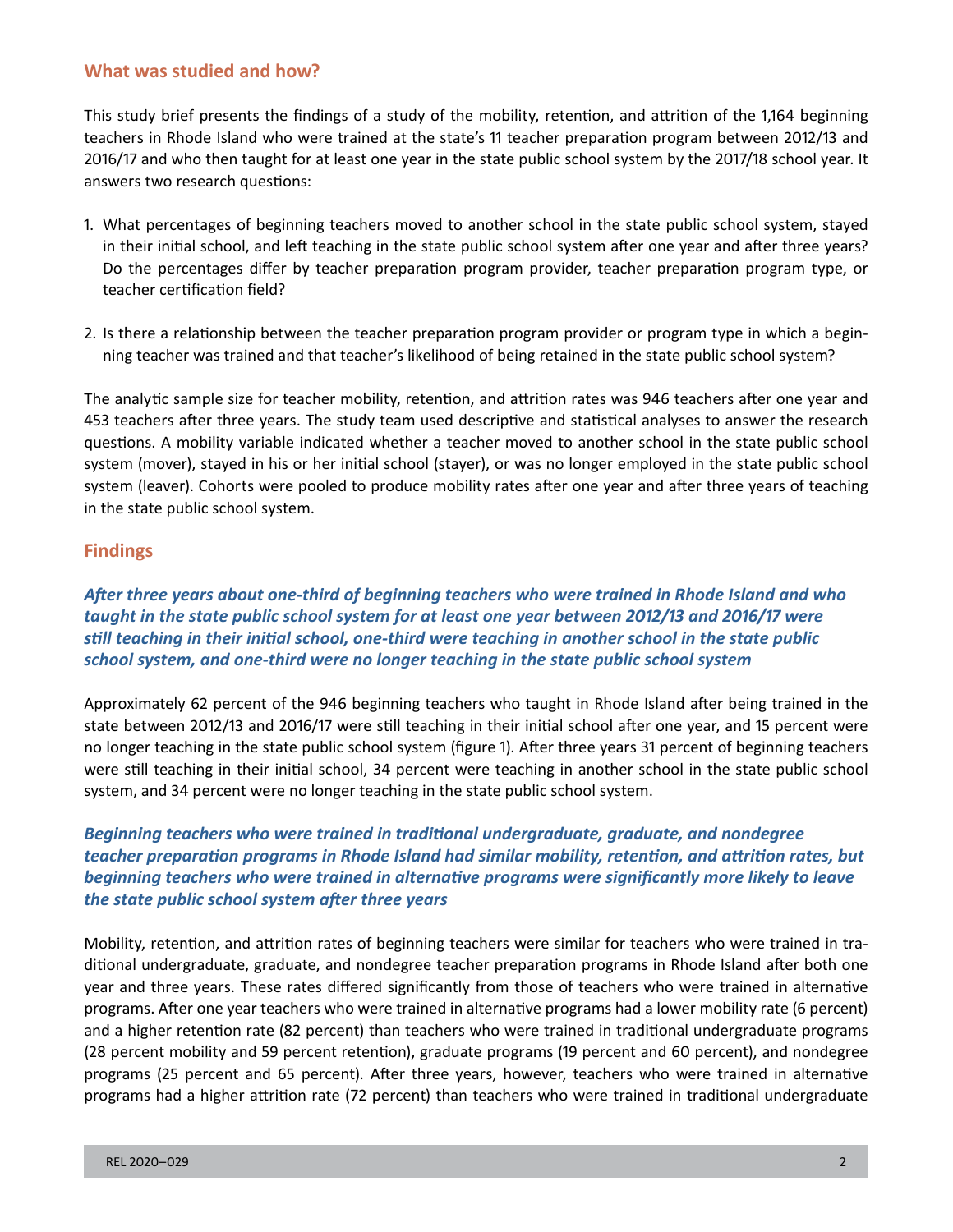## What was studied and how?

This study brief presents the findings of a study of the mobility, retention, and attrition of the 1,164 beginning teachers in Rhode Island who were trained at the state's 11 teacher preparation program between 2012/13 and 2016/17 and who then taught for at least one year in the state public school system by the 2017/18 school year. It answers two research questions:

1. What percentages of beginning teachers moved to another school in the state public school system, stayed in their initial school, and left teaching in the state public school system after one year and after three years? Do the percentages differ by teacher preparation program provider, teacher preparation program type, or teacher certification field?

2. Is there a relationship between the teacher preparation program provider or program type in which a beginning teacher was trained and that teacher's likelihood of being retained in the state public school system?

The analytic sample size for teacher mobility, retention, and attrition rates was 946 teachers after one year and 453 teachers after three years. The study team used descriptive and statistical analyses to answer the research questions. A mobility variable indicated whether a teacher moved to another school in the state public school system (mover), stayed in his or her initial school (stayer), or was no longer employed in the state public school system (leaver). Cohorts were pooled to produce mobility rates after one year and after three years of teaching in the state public school system.

## Findings

### *After three years about one-third of beginning teachers who were trained in Rhode Island and who taught in the state public school system for at least one year between 2012/13 and 2016/17 were still teaching in their initial school, one-third were teaching in another school in the state public school system, and one-third were no longer teaching in the state public school system*

Approximately 62 percent of the 946 beginning teachers who taught in Rhode Island after being trained in the state between 2012/13 and 2016/17 were still teaching in their initial school after one year, and 15 percent were no longer teaching in the state public school system (figure 1). After three years 31 percent of beginning teachers were still teaching in their initial school, 34 percent were teaching in another school in the state public school system, and 34 percent were no longer teaching in the state public school system.

### *Beginning teachers who were trained in traditional undergraduate, graduate, and nondegree teacher preparation programs in Rhode Island had similar mobility, retention, and attrition rates, but beginning teachers who were trained in alternative programs were significantly more likely to leave the state public school system after three years*

Mobility, retention, and attrition rates of beginning teachers were similar for teachers who were trained in traditional undergraduate, graduate, and nondegree teacher preparation programs in Rhode Island after both one year and three years. These rates differed significantly from those of teachers who were trained in alternative programs. After one year teachers who were trained in alternative programs had a lower mobility rate (6 percent) and a higher retention rate (82 percent) than teachers who were trained in traditional undergraduate programs (28 percent mobility and 59 percent retention), graduate programs (19 percent and 60 percent), and nondegree programs (25 percent and 65 percent). After three years, however, teachers who were trained in alternative programs had a higher attrition rate (72 percent) than teachers who were trained in traditional undergraduate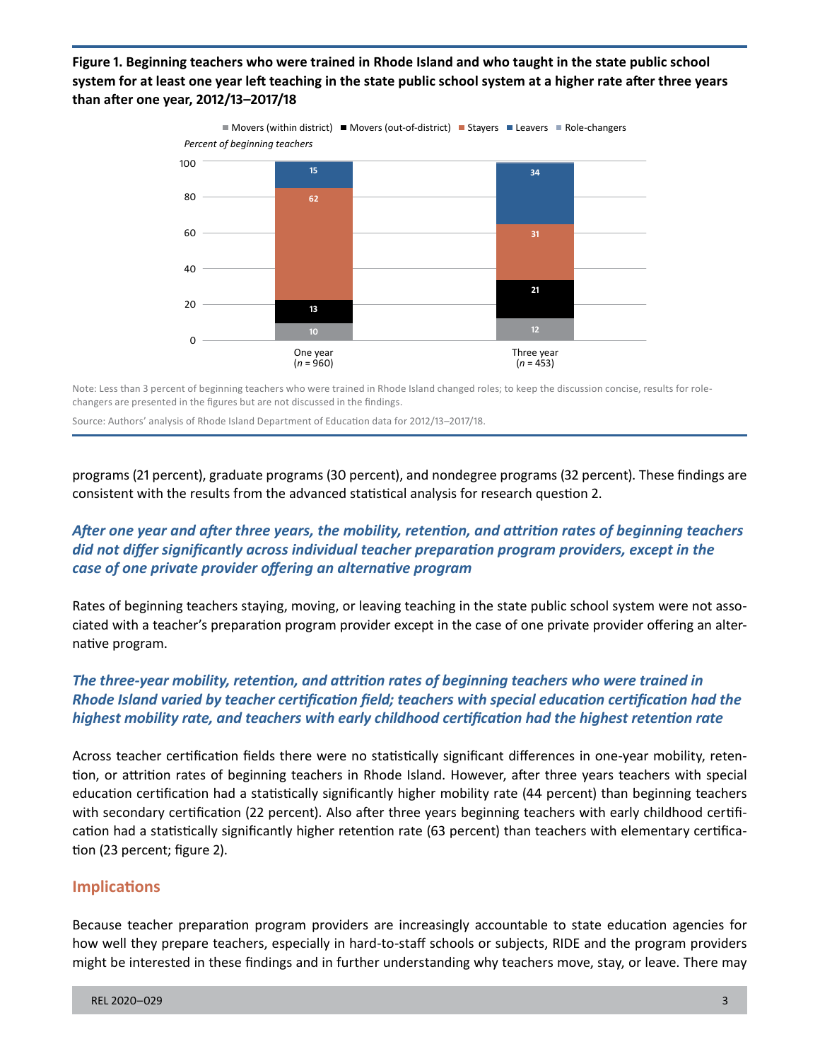**Figure 1. Beginning teachers who were trained in Rhode Island and who taught in the state public school system for at least one year left teaching in the state public school system at a higher rate after three years than after one year, 2012/13–2017/18**

Percent of beginning teachers

| | Movers (within district) | Movers (out-of-district) | Stayers | Leavers | Role-changers |
|---|---|---|---|---|---|
| One year ($n$ = 960) | 10 | 13 | 62 | 15 | |
| Three year ($n$ = 453) | 12 | 21 | 31 | 34 | |

Note: Less than 3 percent of beginning teachers who were trained in Rhode Island changed roles; to keep the discussion concise, results for role-changers are presented in the figures but are not discussed in the findings.

Source: Authors' analysis of Rhode Island Department of Education data for 2012/13–2017/18.

programs (21 percent), graduate programs (30 percent), and nondegree programs (32 percent). These findings are consistent with the results from the advanced statistical analysis for research question 2.

### *After one year and after three years, the mobility, retention, and attrition rates of beginning teachers did not differ significantly across individual teacher preparation program providers, except in the case of one private provider offering an alternative program*

Rates of beginning teachers staying, moving, or leaving teaching in the state public school system were not associated with a teacher's preparation program provider except in the case of one private provider offering an alternative program.

### *The three-year mobility, retention, and attrition rates of beginning teachers who were trained in Rhode Island varied by teacher certification field; teachers with special education certification had the highest mobility rate, and teachers with early childhood certification had the highest retention rate*

Across teacher certification fields there were no statistically significant differences in one-year mobility, retention, or attrition rates of beginning teachers in Rhode Island. However, after three years teachers with special education certification had a statistically significantly higher mobility rate (44 percent) than beginning teachers with secondary certification (22 percent). Also after three years beginning teachers with early childhood certification had a statistically significantly higher retention rate (63 percent) than teachers with elementary certification (23 percent; figure 2).

## Implications

Because teacher preparation program providers are increasingly accountable to state education agencies for how well they prepare teachers, especially in hard-to-staff schools or subjects, RIDE and the program providers might be interested in these findings and in further understanding why teachers move, stay, or leave. There may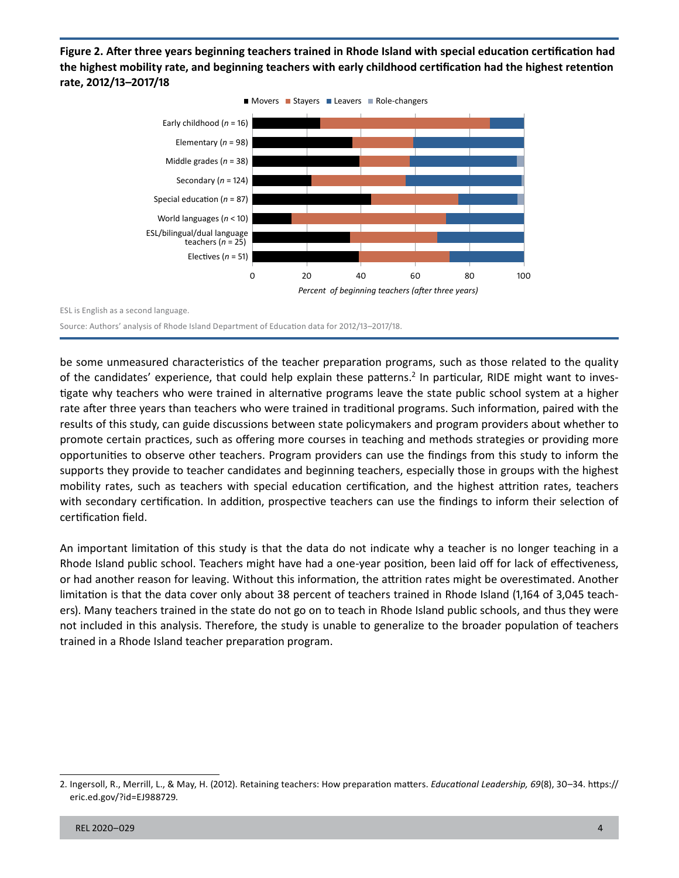**Figure 2. After three years beginning teachers trained in Rhode Island with special education certification had the highest mobility rate, and beginning teachers with early childhood certification had the highest retention rate, 2012/13–2017/18**

ESL is English as a second language.

Source: Authors' analysis of Rhode Island Department of Education data for 2012/13–2017/18.

be some unmeasured characteristics of the teacher preparation programs, such as those related to the quality of the candidates' experience, that could help explain these patterns.[2] In particular, RIDE might want to investigate why teachers who were trained in alternative programs leave the state public school system at a higher rate after three years than teachers who were trained in traditional programs. Such information, paired with the results of this study, can guide discussions between state policymakers and program providers about whether to promote certain practices, such as offering more courses in teaching and methods strategies or providing more opportunities to observe other teachers. Program providers can use the findings from this study to inform the supports they provide to teacher candidates and beginning teachers, especially those in groups with the highest mobility rates, such as teachers with special education certification, and the highest attrition rates, teachers with secondary certification. In addition, prospective teachers can use the findings to inform their selection of certification field.

An important limitation of this study is that the data do not indicate why a teacher is no longer teaching in a Rhode Island public school. Teachers might have had a one-year position, been laid off for lack of effectiveness, or had another reason for leaving. Without this information, the attrition rates might be overestimated. Another limitation is that the data cover only about 38 percent of teachers trained in Rhode Island (1,164 of 3,045 teachers). Many teachers trained in the state do not go on to teach in Rhode Island public schools, and thus they were not included in this analysis. Therefore, the study is unable to generalize to the broader population of teachers trained in a Rhode Island teacher preparation program.

2. Ingersoll, R., Merrill, L., & May, H. (2012). Retaining teachers: How preparation matters. *Educational Leadership, 69*(8), 30–34. https://eric.ed.gov/?id=EJ988729.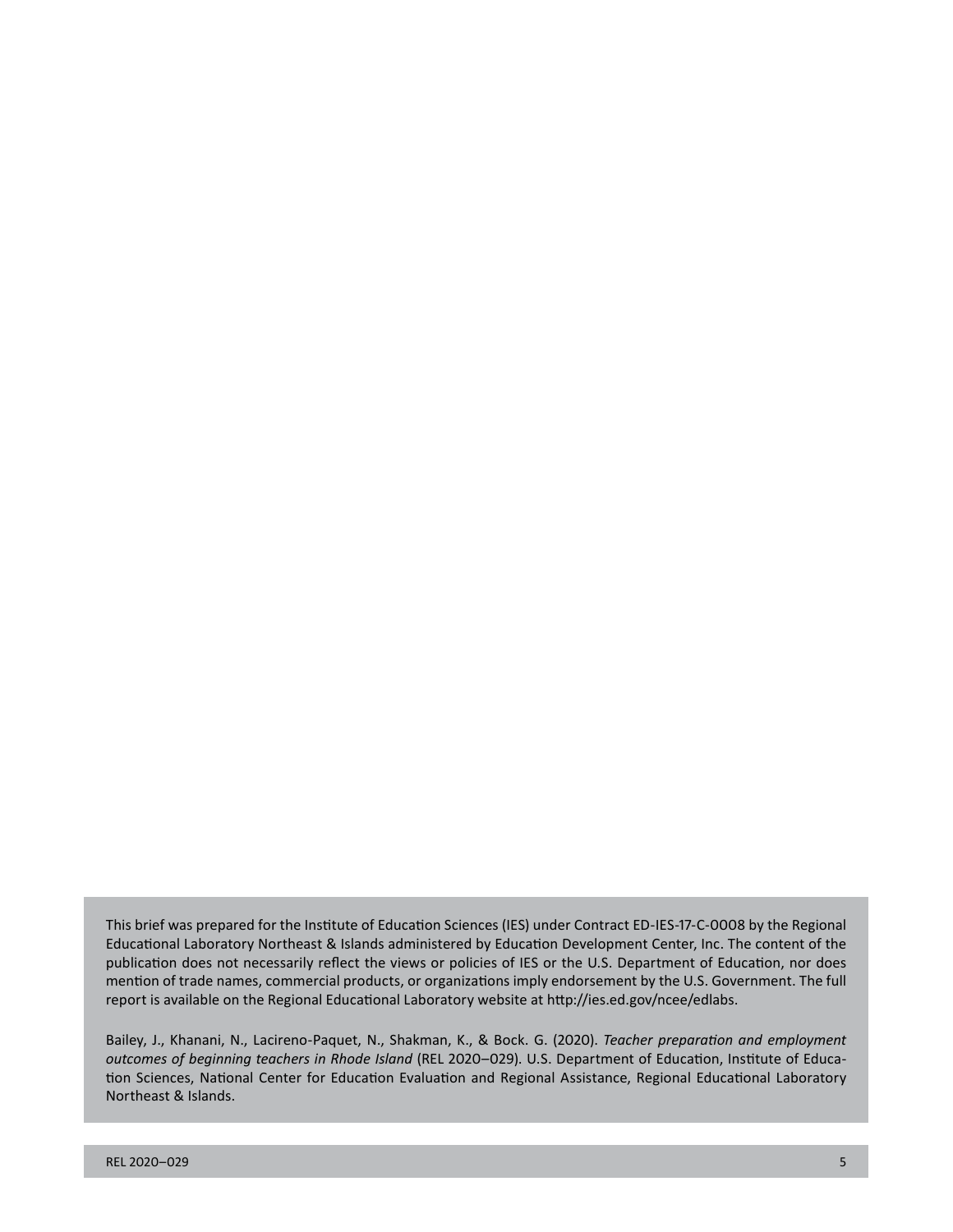This brief was prepared for the Institute of Education Sciences (IES) under Contract ED-IES-17-C-0008 by the Regional Educational Laboratory Northeast & Islands administered by Education Development Center, Inc. The content of the publication does not necessarily reflect the views or policies of IES or the U.S. Department of Education, nor does mention of trade names, commercial products, or organizations imply endorsement by the U.S. Government. The full report is available on the Regional Educational Laboratory website at http://ies.ed.gov/ncee/edlabs.

Bailey, J., Khanani, N., Lacireno-Paquet, N., Shakman, K., & Bock. G. (2020). *Teacher preparation and employment outcomes of beginning teachers in Rhode Island* (REL 2020–029). U.S. Department of Education, Institute of Education Sciences, National Center for Education Evaluation and Regional Assistance, Regional Educational Laboratory Northeast & Islands.